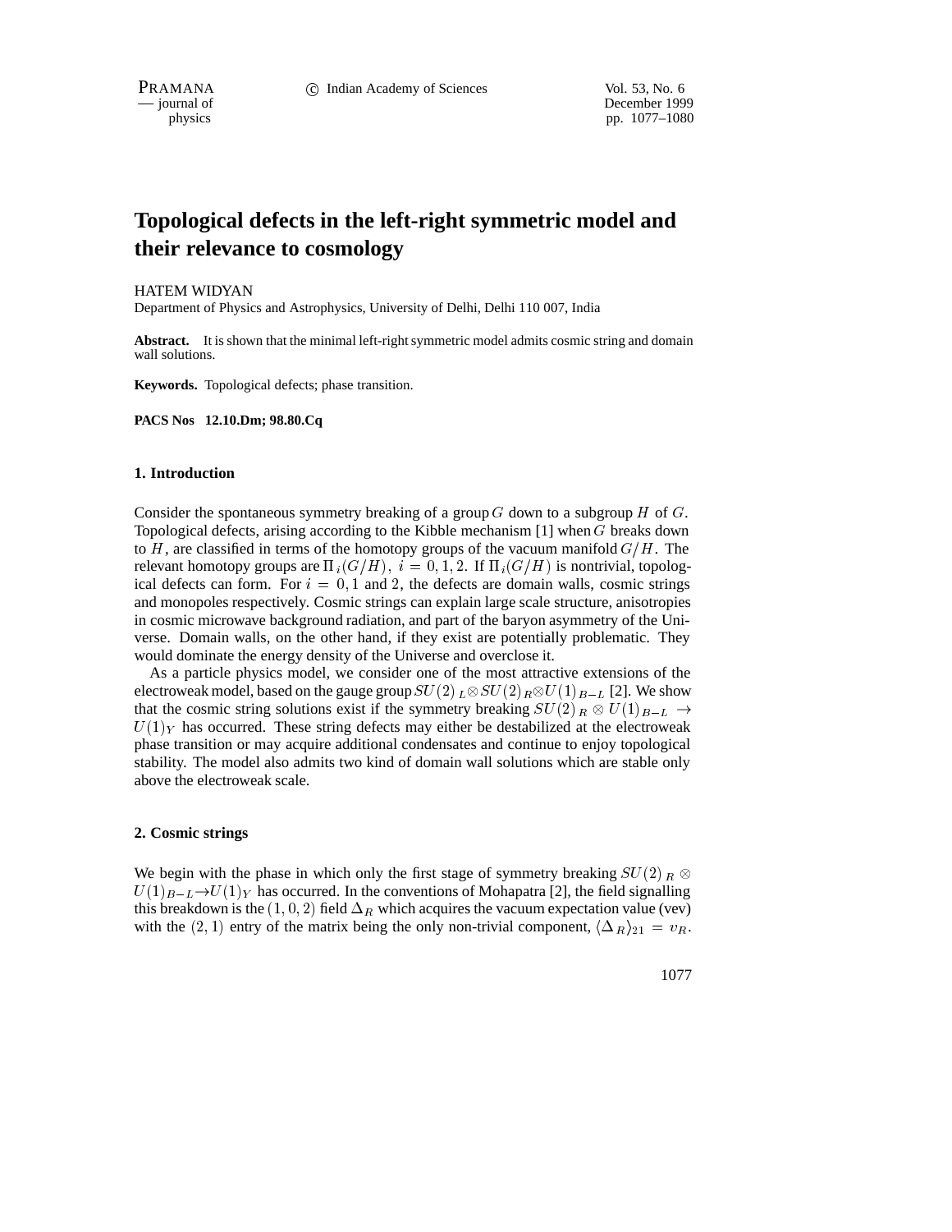# Topological defects in the left-right symmetric model and their relevance to cosmology

HATEM WIDYAN

Department of Physics and Astrophysics, University of Delhi, Delhi 110 007, India

**Abstract.** It is shown that the minimal left-right symmetric model admits cosmic string and domain wall solutions.

**Keywords.** Topological defects; phase transition.

**PACS Nos 12.10.Dm; 98.80.Cq**

## 1. Introduction

Consider the spontaneous symmetry breaking of a group $G$ down to a subgroup $H$ of $G$. Topological defects, arising according to the Kibble mechanism [1] when $G$ breaks down to $H$, are classified in terms of the homotopy groups of the vacuum manifold $G/H$. The relevant homotopy groups are $\Pi_i(G/H)$, $i = 0, 1, 2$. If $\Pi_i(G/H)$ is nontrivial, topological defects can form. For $i = 0, 1$ and $2$, the defects are domain walls, cosmic strings and monopoles respectively. Cosmic strings can explain large scale structure, anisotropies in cosmic microwave background radiation, and part of the baryon asymmetry of the Universe. Domain walls, on the other hand, if they exist are potentially problematic. They would dominate the energy density of the Universe and overclose it.

As a particle physics model, we consider one of the most attractive extensions of the electroweak model, based on the gauge group $SU(2)_L \otimes SU(2)_R \otimes U(1)_{B-L}$ [2]. We show that the cosmic string solutions exist if the symmetry breaking $SU(2)_R \otimes U(1)_{B-L} \rightarrow U(1)_Y$ has occurred. These string defects may either be destabilized at the electroweak phase transition or may acquire additional condensates and continue to enjoy topological stability. The model also admits two kind of domain wall solutions which are stable only above the electroweak scale.

## 2. Cosmic strings

We begin with the phase in which only the first stage of symmetry breaking $SU(2)_R \otimes U(1)_{B-L} \rightarrow U(1)_Y$ has occurred. In the conventions of Mohapatra [2], the field signalling this breakdown is the $(1, 0, 2)$ field $\Delta_R$ which acquires the vacuum expectation value (vev) with the $(2, 1)$ entry of the matrix being the only non-trivial component, $\langle \Delta_R \rangle_{21} = v_R$.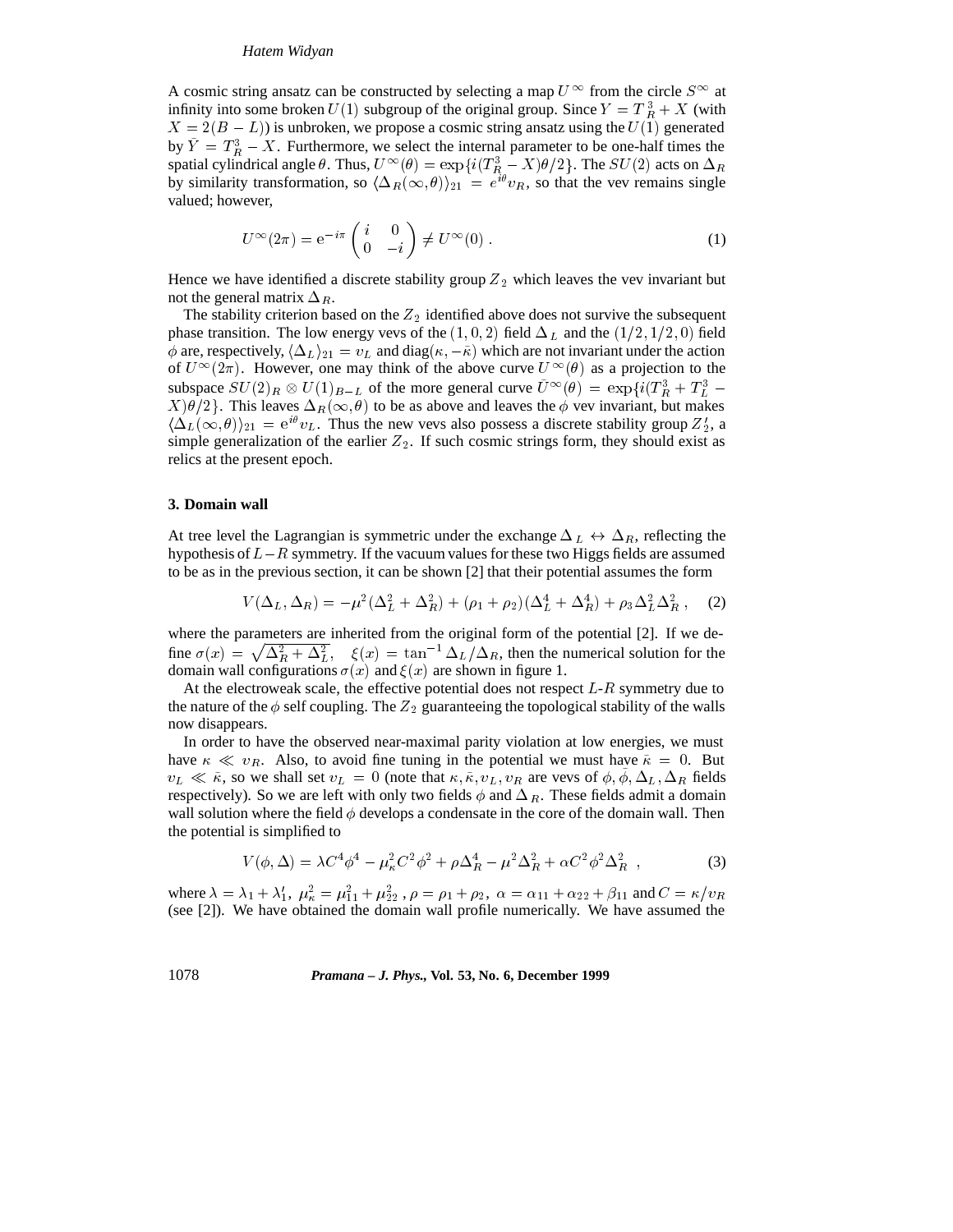A cosmic string ansatz can be constructed by selecting a map $U^\infty$ from the circle $S^\infty$ at infinity into some broken $U(1)$ subgroup of the original group. Since $Y = T_R^3 + X$ (with $X = 2(B-L)$) is unbroken, we propose a cosmic string ansatz using the $U(1)$ generated by $\bar{Y} = T_R^3 - X$. Furthermore, we select the internal parameter to be one-half times the spatial cylindrical angle $\theta$. Thus, $U^\infty(\theta) = \exp\{i(T_R^3 - X)\theta/2\}$. The $SU(2)$ acts on $\Delta_R$ by similarity transformation, so $\langle \Delta_R(\infty, \theta)\rangle_{21} = e^{i\theta} v_R$, so that the vev remains single valued; however,

$$U^\infty(2\pi) = \mathrm{e}^{-i\pi} \begin{pmatrix} i & 0 \\ 0 & -i \end{pmatrix} \neq U^\infty(0) \,. \tag{1}$$

Hence we have identified a discrete stability group $Z_2$ which leaves the vev invariant but not the general matrix $\Delta_R$.

The stability criterion based on the $Z_2$ identified above does not survive the subsequent phase transition. The low energy vevs of the $(1,0,2)$ field $\Delta_L$ and the $(1/2, 1/2, 0)$ field $\phi$ are, respectively, $\langle \Delta_L \rangle_{21} = v_L$ and $\mathrm{diag}(\kappa, -\bar{\kappa})$ which are not invariant under the action of $U^\infty(2\pi)$. However, one may think of the above curve $U^\infty(\theta)$ as a projection to the subspace $SU(2)_R \otimes U(1)_{B-L}$ of the more general curve $\bar{U}^\infty(\theta) = \exp\{i(T_R^3 + T_L^3 - X)\theta/2\}$. This leaves $\Delta_R(\infty, \theta)$ to be as above and leaves the $\phi$ vev invariant, but makes $\langle \Delta_L(\infty, \theta)\rangle_{21} = \mathrm{e}^{i\theta} v_L$. Thus the new vevs also possess a discrete stability group $Z_2'$, a simple generalization of the earlier $Z_2$. If such cosmic strings form, they should exist as relics at the present epoch.

### 3. Domain wall

At tree level the Lagrangian is symmetric under the exchange $\Delta_L \leftrightarrow \Delta_R$, reflecting the hypothesis of $L-R$ symmetry. If the vacuum values for these two Higgs fields are assumed to be as in the previous section, it can be shown [2] that their potential assumes the form

$$V(\Delta_L, \Delta_R) = -\mu^2(\Delta_L^2 + \Delta_R^2) + (\rho_1 + \rho_2)(\Delta_L^4 + \Delta_R^4) + \rho_3 \Delta_L^2 \Delta_R^2 \,, \tag{2}$$

where the parameters are inherited from the original form of the potential [2]. If we define $\sigma(x) = \sqrt{\Delta_R^2 + \Delta_L^2}$, $\xi(x) = \tan^{-1} \Delta_L/\Delta_R$, then the numerical solution for the domain wall configurations $\sigma(x)$ and $\xi(x)$ are shown in figure 1.

At the electroweak scale, the effective potential does not respect $L$-$R$ symmetry due to the nature of the $\phi$ self coupling. The $Z_2$ guaranteeing the topological stability of the walls now disappears.

In order to have the observed near-maximal parity violation at low energies, we must have $\kappa \ll v_R$. Also, to avoid fine tuning in the potential we must have $\bar{\kappa} = 0$. But $v_L \ll \bar{\kappa}$, so we shall set $v_L = 0$ (note that $\kappa, \bar{\kappa}, v_L, v_R$ are vevs of $\phi, \bar{\phi}, \Delta_L, \Delta_R$ fields respectively). So we are left with only two fields $\phi$ and $\Delta_R$. These fields admit a domain wall solution where the field $\phi$ develops a condensate in the core of the domain wall. Then the potential is simplified to

$$V(\phi, \Delta) = \lambda C^4 \phi^4 - \mu_\kappa^2 C^2 \phi^2 + \rho \Delta_R^4 - \mu^2 \Delta_R^2 + \alpha C^2 \phi^2 \Delta_R^2 \,, \tag{3}$$

where $\lambda = \lambda_1 + \lambda_1'$, $\mu_\kappa^2 = \mu_{11}^2 + \mu_{22}^2$, $\rho = \rho_1 + \rho_2$, $\alpha = \alpha_{11} + \alpha_{22} + \beta_{11}$ and $C = \kappa/v_R$ (see [2]). We have obtained the domain wall profile numerically. We have assumed the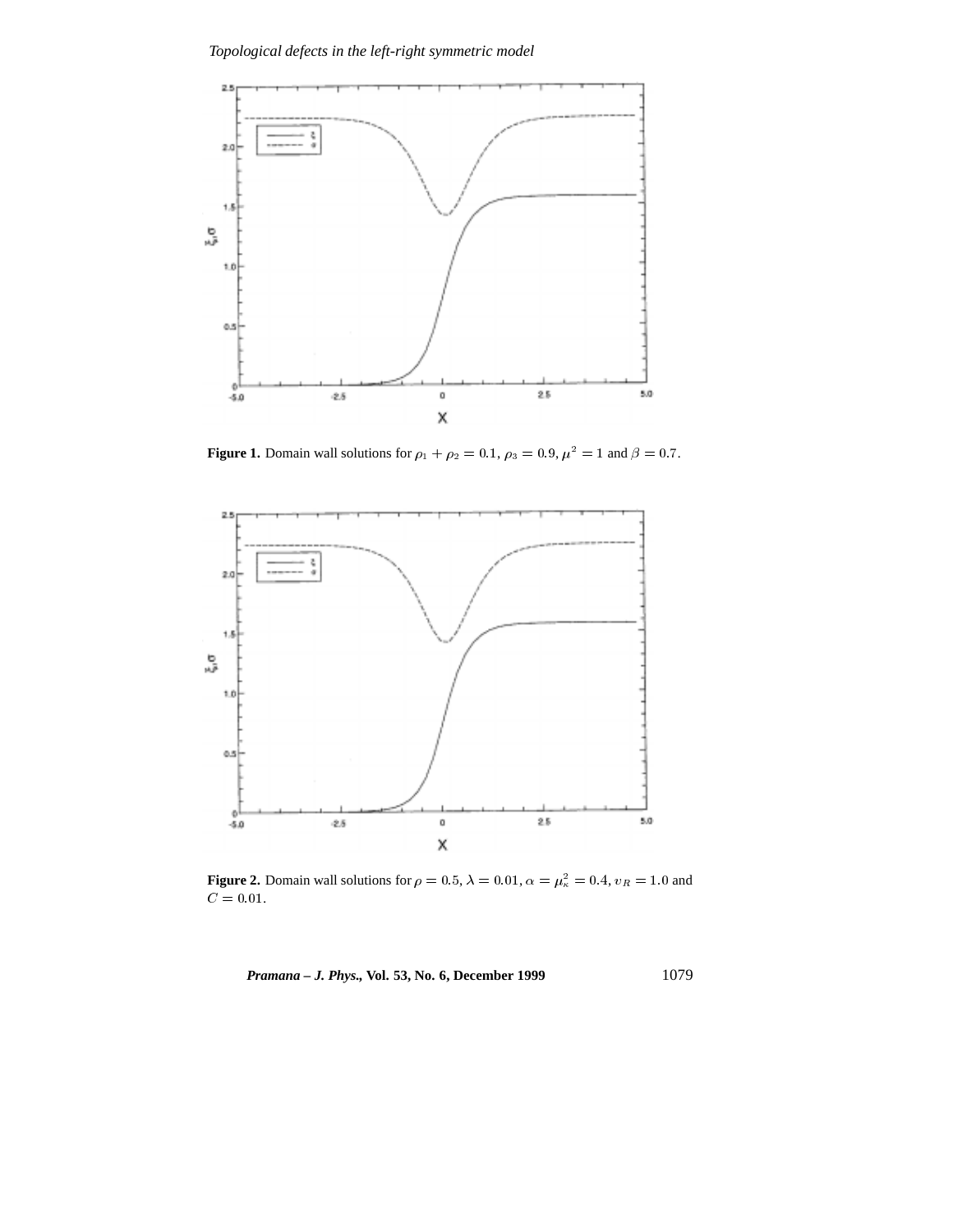**Figure 1.** Domain wall solutions for $\rho_1 + \rho_2 = 0.1$, $\rho_3 = 0.9$, $\mu^2 = 1$ and $\beta = 0.7$.

**Figure 2.** Domain wall solutions for $\rho = 0.5$, $\lambda = 0.01$, $\alpha = \mu_\kappa^2 = 0.4$, $v_R = 1.0$ and $C = 0.01$.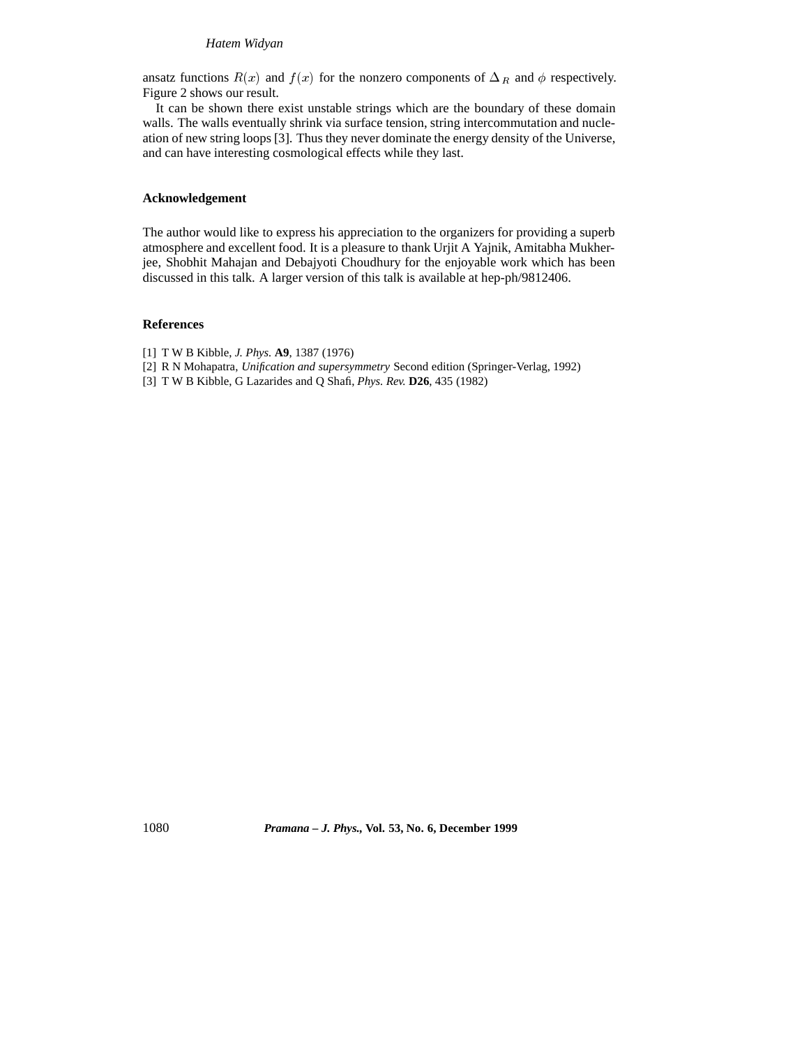ansatz functions $R(x)$ and $f(x)$ for the nonzero components of $\Delta_R$ and $\phi$ respectively. Figure 2 shows our result.

It can be shown there exist unstable strings which are the boundary of these domain walls. The walls eventually shrink via surface tension, string intercommutation and nucleation of new string loops [3]. Thus they never dominate the energy density of the Universe, and can have interesting cosmological effects while they last.

## Acknowledgement

The author would like to express his appreciation to the organizers for providing a superb atmosphere and excellent food. It is a pleasure to thank Urjit A Yajnik, Amitabha Mukherjee, Shobhit Mahajan and Debajyoti Choudhury for the enjoyable work which has been discussed in this talk. A larger version of this talk is available at hep-ph/9812406.

## References

[1] T W B Kibble, *J. Phys.* **A9**, 1387 (1976)
[2] R N Mohapatra, *Unification and supersymmetry* Second edition (Springer-Verlag, 1992)
[3] T W B Kibble, G Lazarides and Q Shafi, *Phys. Rev.* **D26**, 435 (1982)